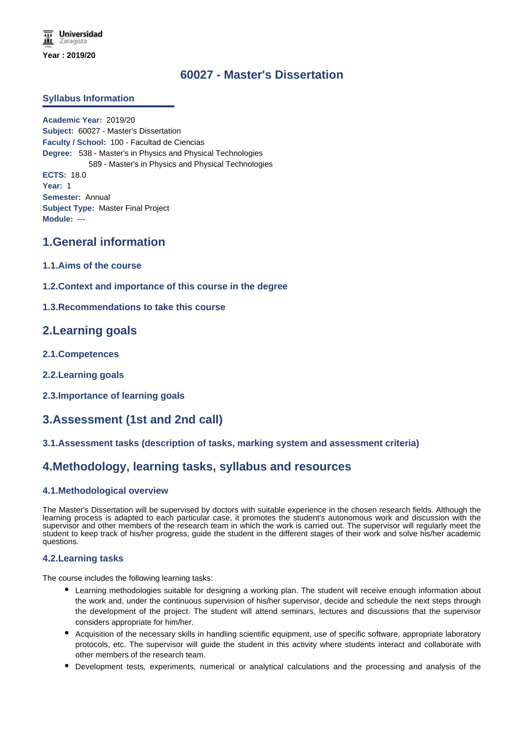Universidad Zaragoza

**Year : 2019/20**

# 60027 - Master's Dissertation

## Syllabus Information

**Academic Year:** 2019/20
**Subject:** 60027 - Master's Dissertation
**Faculty / School:** 100 - Facultad de Ciencias
**Degree:** 538 - Master's in Physics and Physical Technologies
589 - Master's in Physics and Physical Technologies
**ECTS:** 18.0
**Year:** 1
**Semester:** Annual
**Subject Type:** Master Final Project
**Module:** ---

## 1.General information

### 1.1.Aims of the course

### 1.2.Context and importance of this course in the degree

### 1.3.Recommendations to take this course

## 2.Learning goals

### 2.1.Competences

### 2.2.Learning goals

### 2.3.Importance of learning goals

## 3.Assessment (1st and 2nd call)

### 3.1.Assessment tasks (description of tasks, marking system and assessment criteria)

## 4.Methodology, learning tasks, syllabus and resources

### 4.1.Methodological overview

The Master's Dissertation will be supervised by doctors with suitable experience in the chosen research fields. Although the learning process is adapted to each particular case, it promotes the student's autonomous work and discussion with the supervisor and other members of the research team in which the work is carried out. The supervisor will regularly meet the student to keep track of his/her progress, guide the student in the different stages of their work and solve his/her academic questions.

### 4.2.Learning tasks

The course includes the following learning tasks:

- Learning methodologies suitable for designing a working plan. The student will receive enough information about the work and, under the continuous supervision of his/her supervisor, decide and schedule the next steps through the development of the project. The student will attend seminars, lectures and discussions that the supervisor considers appropriate for him/her.
- Acquisition of the necessary skills in handling scientific equipment, use of specific software, appropriate laboratory protocols, etc. The supervisor will guide the student in this activity where students interact and collaborate with other members of the research team.
- Development tests, experiments, numerical or analytical calculations and the processing and analysis of the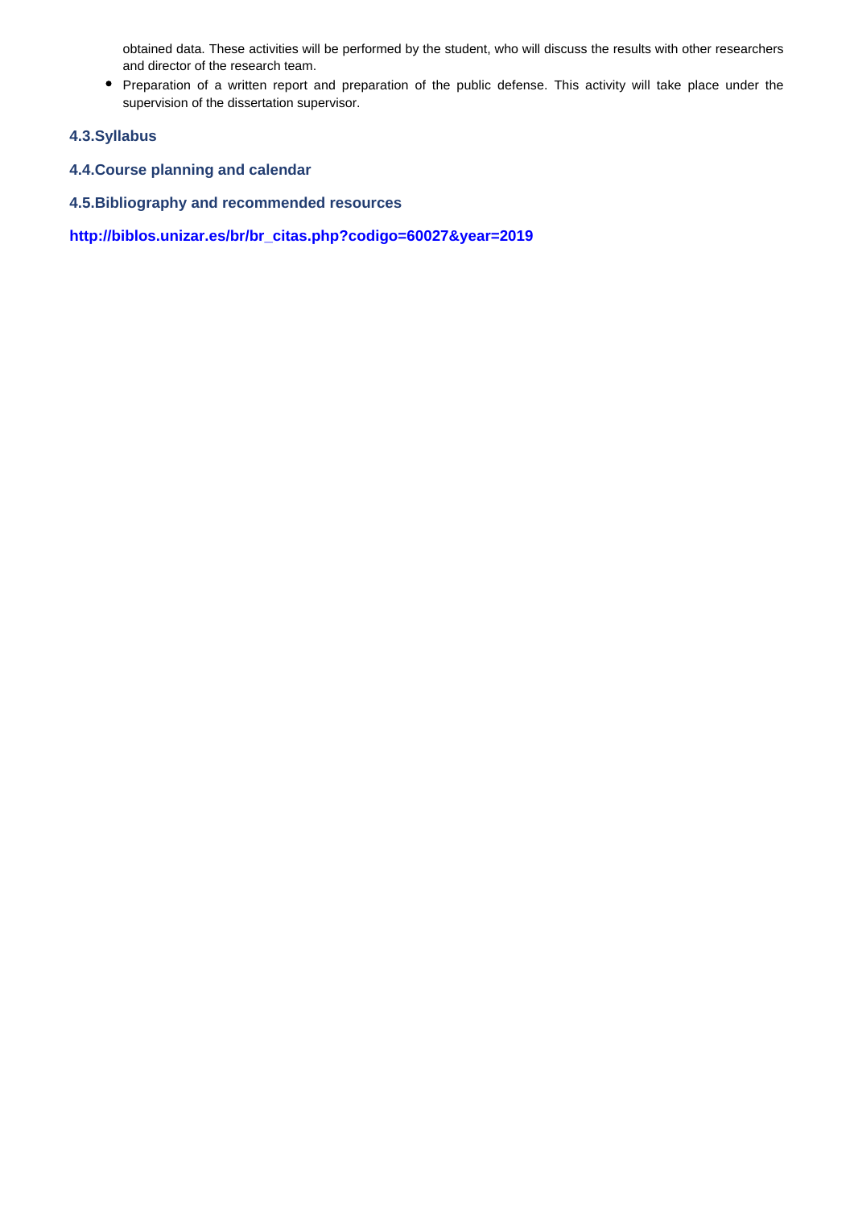obtained data. These activities will be performed by the student, who will discuss the results with other researchers and director of the research team.

- Preparation of a written report and preparation of the public defense. This activity will take place under the supervision of the dissertation supervisor.

### 4.3.Syllabus

### 4.4.Course planning and calendar

### 4.5.Bibliography and recommended resources

**http://biblos.unizar.es/br/br_citas.php?codigo=60027&year=2019**